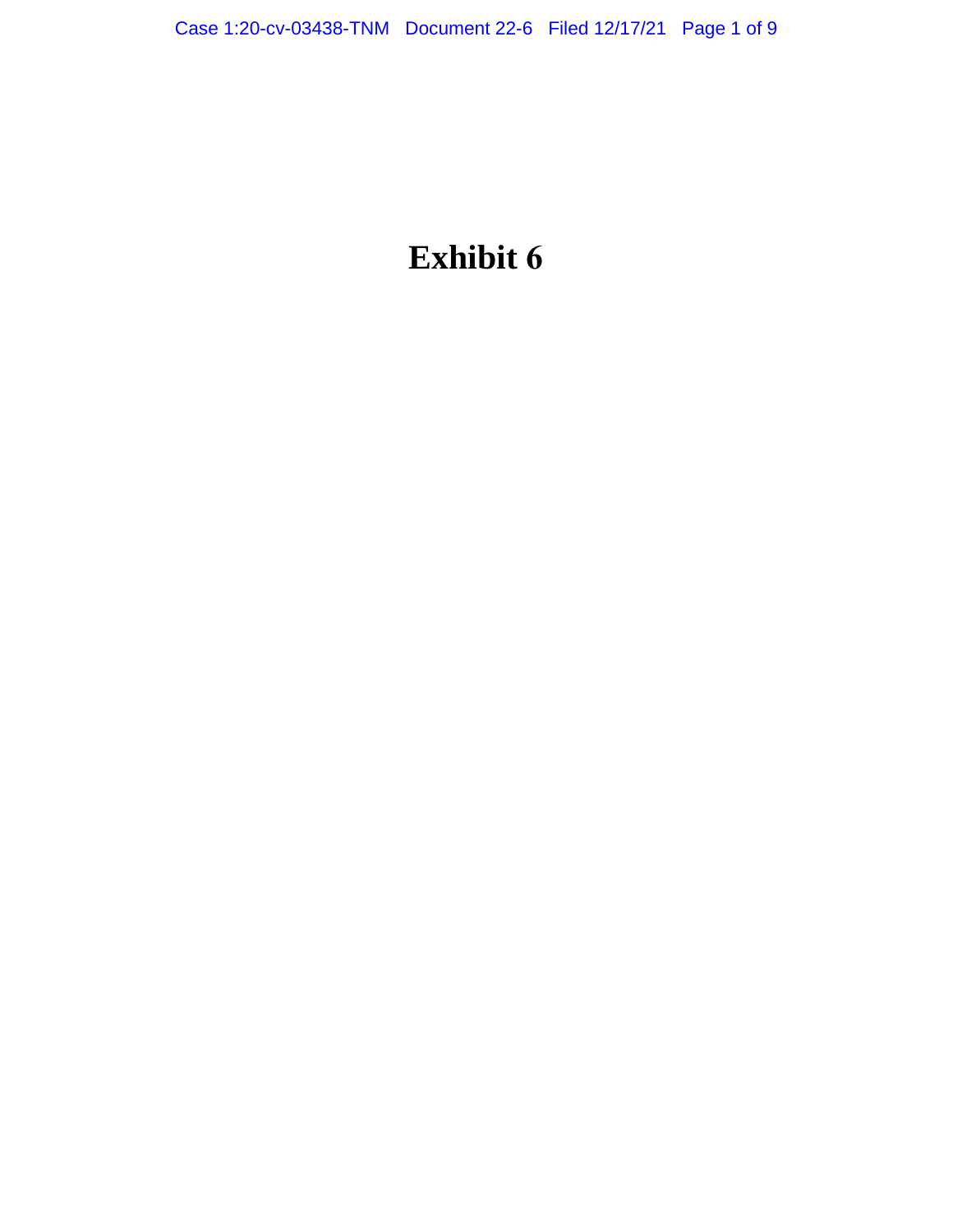# Exhibit 6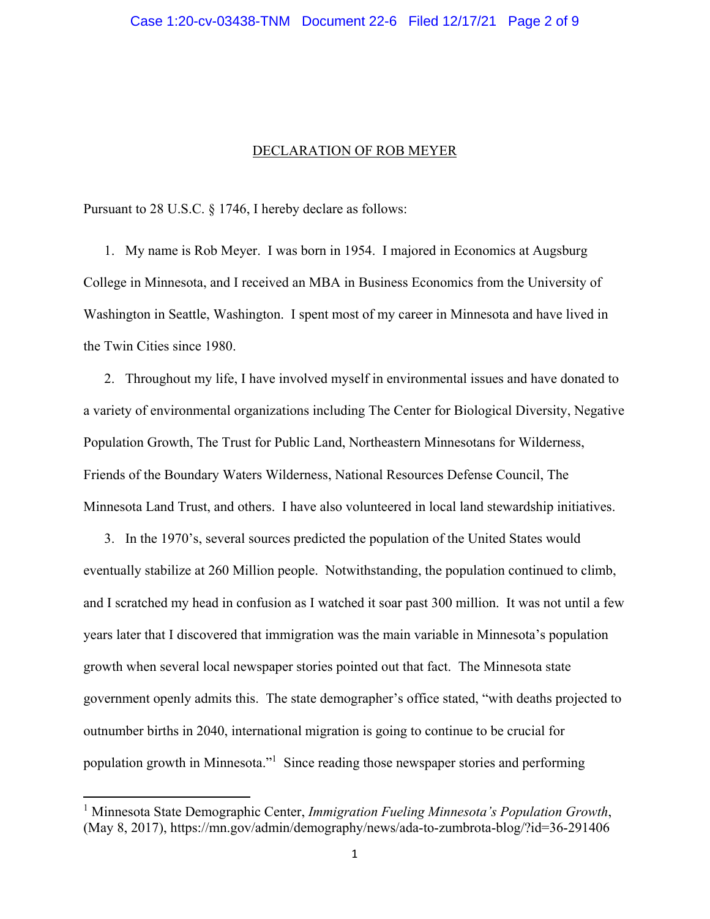DECLARATION OF ROB MEYER

Pursuant to 28 U.S.C. § 1746, I hereby declare as follows:

1. My name is Rob Meyer. I was born in 1954. I majored in Economics at Augsburg College in Minnesota, and I received an MBA in Business Economics from the University of Washington in Seattle, Washington. I spent most of my career in Minnesota and have lived in the Twin Cities since 1980.

2. Throughout my life, I have involved myself in environmental issues and have donated to a variety of environmental organizations including The Center for Biological Diversity, Negative Population Growth, The Trust for Public Land, Northeastern Minnesotans for Wilderness, Friends of the Boundary Waters Wilderness, National Resources Defense Council, The Minnesota Land Trust, and others. I have also volunteered in local land stewardship initiatives.

3. In the 1970's, several sources predicted the population of the United States would eventually stabilize at 260 Million people. Notwithstanding, the population continued to climb, and I scratched my head in confusion as I watched it soar past 300 million. It was not until a few years later that I discovered that immigration was the main variable in Minnesota's population growth when several local newspaper stories pointed out that fact. The Minnesota state government openly admits this. The state demographer's office stated, "with deaths projected to outnumber births in 2040, international migration is going to continue to be crucial for population growth in Minnesota."[1] Since reading those newspaper stories and performing

[1] Minnesota State Demographic Center, *Immigration Fueling Minnesota's Population Growth*, (May 8, 2017), https://mn.gov/admin/demography/news/ada-to-zumbrota-blog/?id=36-291406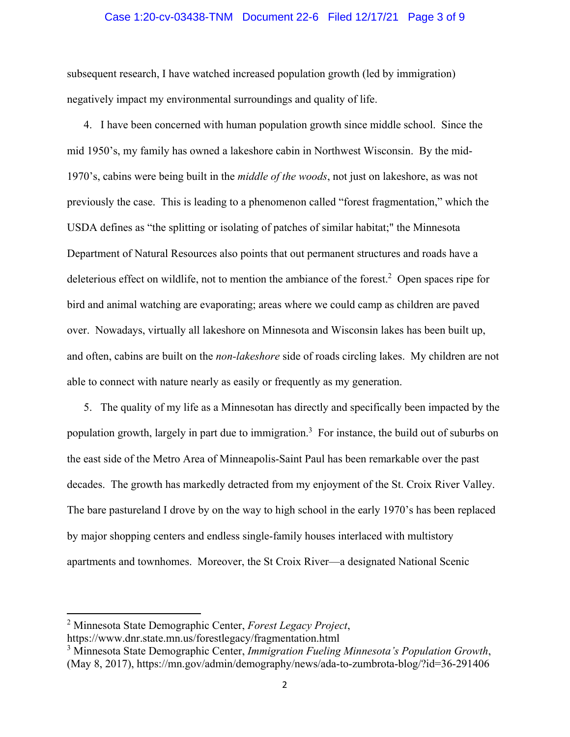subsequent research, I have watched increased population growth (led by immigration) negatively impact my environmental surroundings and quality of life.

4. I have been concerned with human population growth since middle school. Since the mid 1950's, my family has owned a lakeshore cabin in Northwest Wisconsin. By the mid-1970's, cabins were being built in the *middle of the woods*, not just on lakeshore, as was not previously the case. This is leading to a phenomenon called "forest fragmentation," which the USDA defines as "the splitting or isolating of patches of similar habitat;" the Minnesota Department of Natural Resources also points that out permanent structures and roads have a deleterious effect on wildlife, not to mention the ambiance of the forest.[2] Open spaces ripe for bird and animal watching are evaporating; areas where we could camp as children are paved over. Nowadays, virtually all lakeshore on Minnesota and Wisconsin lakes has been built up, and often, cabins are built on the *non-lakeshore* side of roads circling lakes. My children are not able to connect with nature nearly as easily or frequently as my generation.

5. The quality of my life as a Minnesotan has directly and specifically been impacted by the population growth, largely in part due to immigration.[3] For instance, the build out of suburbs on the east side of the Metro Area of Minneapolis-Saint Paul has been remarkable over the past decades. The growth has markedly detracted from my enjoyment of the St. Croix River Valley. The bare pastureland I drove by on the way to high school in the early 1970's has been replaced by major shopping centers and endless single-family houses interlaced with multistory apartments and townhomes. Moreover, the St Croix River—a designated National Scenic

---

[2] Minnesota State Demographic Center, *Forest Legacy Project*, https://www.dnr.state.mn.us/forestlegacy/fragmentation.html

[3] Minnesota State Demographic Center, *Immigration Fueling Minnesota's Population Growth*, (May 8, 2017), https://mn.gov/admin/demography/news/ada-to-zumbrota-blog/?id=36-291406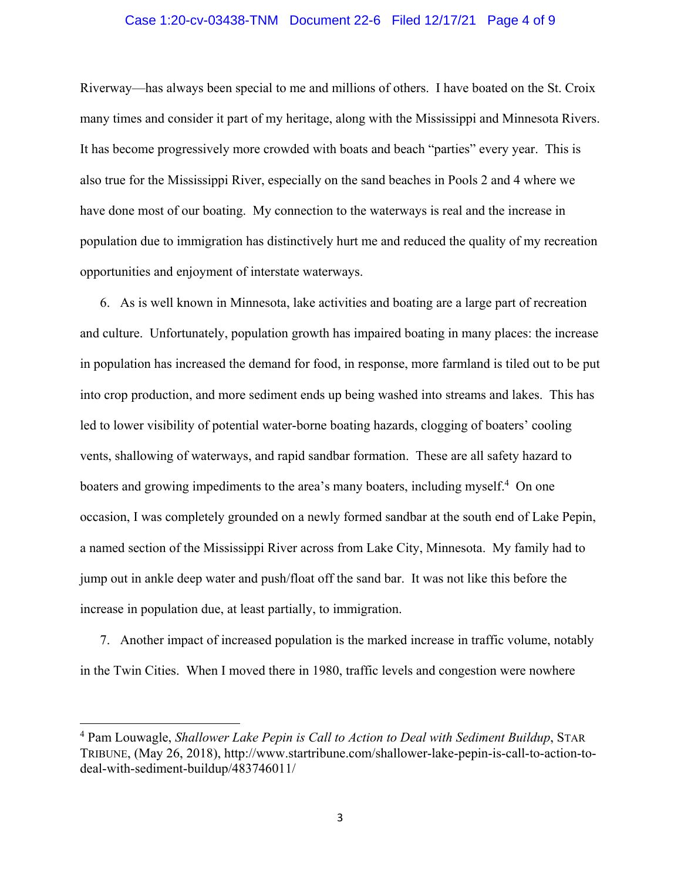Riverway—has always been special to me and millions of others. I have boated on the St. Croix many times and consider it part of my heritage, along with the Mississippi and Minnesota Rivers. It has become progressively more crowded with boats and beach "parties" every year. This is also true for the Mississippi River, especially on the sand beaches in Pools 2 and 4 where we have done most of our boating. My connection to the waterways is real and the increase in population due to immigration has distinctively hurt me and reduced the quality of my recreation opportunities and enjoyment of interstate waterways.

6. As is well known in Minnesota, lake activities and boating are a large part of recreation and culture. Unfortunately, population growth has impaired boating in many places: the increase in population has increased the demand for food, in response, more farmland is tiled out to be put into crop production, and more sediment ends up being washed into streams and lakes. This has led to lower visibility of potential water-borne boating hazards, clogging of boaters' cooling vents, shallowing of waterways, and rapid sandbar formation. These are all safety hazard to boaters and growing impediments to the area's many boaters, including myself.[4] On one occasion, I was completely grounded on a newly formed sandbar at the south end of Lake Pepin, a named section of the Mississippi River across from Lake City, Minnesota. My family had to jump out in ankle deep water and push/float off the sand bar. It was not like this before the increase in population due, at least partially, to immigration.

7. Another impact of increased population is the marked increase in traffic volume, notably in the Twin Cities. When I moved there in 1980, traffic levels and congestion were nowhere

---

[4] Pam Louwagle, *Shallower Lake Pepin is Call to Action to Deal with Sediment Buildup*, STAR TRIBUNE, (May 26, 2018), http://www.startribune.com/shallower-lake-pepin-is-call-to-action-to-deal-with-sediment-buildup/483746011/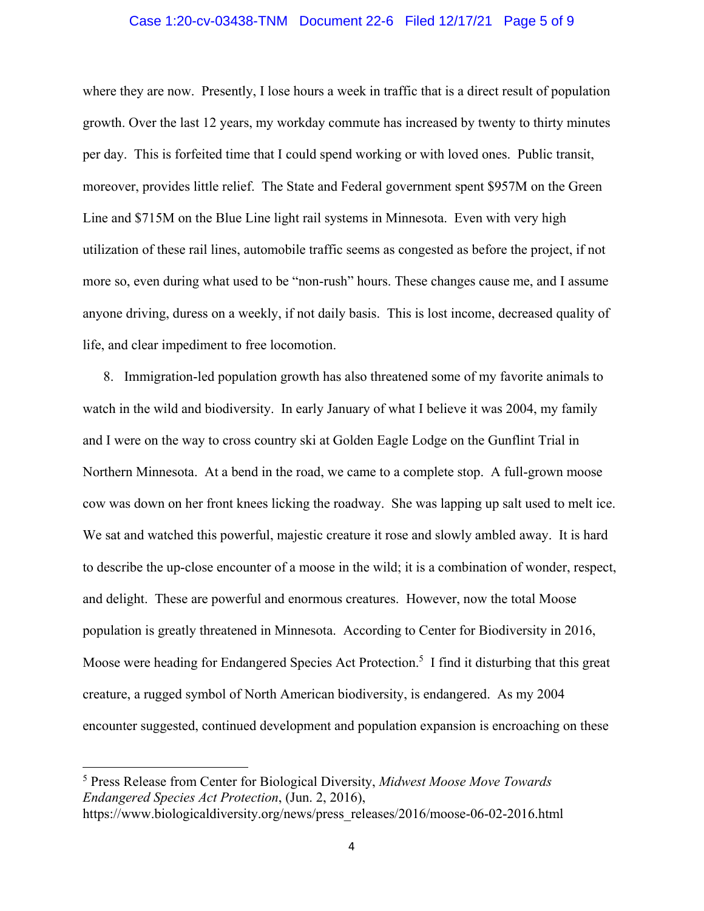where they are now. Presently, I lose hours a week in traffic that is a direct result of population growth. Over the last 12 years, my workday commute has increased by twenty to thirty minutes per day. This is forfeited time that I could spend working or with loved ones. Public transit, moreover, provides little relief. The State and Federal government spent $957M on the Green Line and $715M on the Blue Line light rail systems in Minnesota. Even with very high utilization of these rail lines, automobile traffic seems as congested as before the project, if not more so, even during what used to be "non-rush" hours. These changes cause me, and I assume anyone driving, duress on a weekly, if not daily basis. This is lost income, decreased quality of life, and clear impediment to free locomotion.

8. Immigration-led population growth has also threatened some of my favorite animals to watch in the wild and biodiversity. In early January of what I believe it was 2004, my family and I were on the way to cross country ski at Golden Eagle Lodge on the Gunflint Trial in Northern Minnesota. At a bend in the road, we came to a complete stop. A full-grown moose cow was down on her front knees licking the roadway. She was lapping up salt used to melt ice. We sat and watched this powerful, majestic creature it rose and slowly ambled away. It is hard to describe the up-close encounter of a moose in the wild; it is a combination of wonder, respect, and delight. These are powerful and enormous creatures. However, now the total Moose population is greatly threatened in Minnesota. According to Center for Biodiversity in 2016, Moose were heading for Endangered Species Act Protection.[5] I find it disturbing that this great creature, a rugged symbol of North American biodiversity, is endangered. As my 2004 encounter suggested, continued development and population expansion is encroaching on these

---

[5] Press Release from Center for Biological Diversity, *Midwest Moose Move Towards Endangered Species Act Protection*, (Jun. 2, 2016), https://www.biologicaldiversity.org/news/press_releases/2016/moose-06-02-2016.html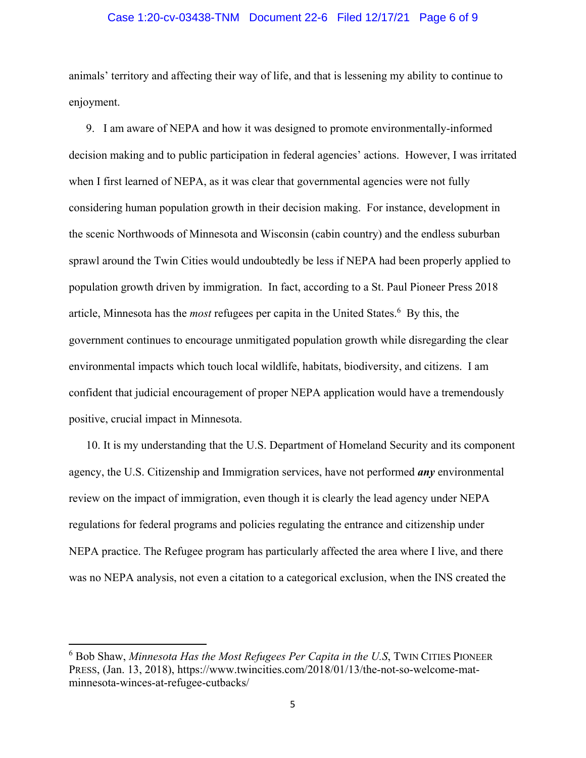animals' territory and affecting their way of life, and that is lessening my ability to continue to enjoyment.

9. I am aware of NEPA and how it was designed to promote environmentally-informed decision making and to public participation in federal agencies' actions. However, I was irritated when I first learned of NEPA, as it was clear that governmental agencies were not fully considering human population growth in their decision making. For instance, development in the scenic Northwoods of Minnesota and Wisconsin (cabin country) and the endless suburban sprawl around the Twin Cities would undoubtedly be less if NEPA had been properly applied to population growth driven by immigration. In fact, according to a St. Paul Pioneer Press 2018 article, Minnesota has the *most* refugees per capita in the United States.[6] By this, the government continues to encourage unmitigated population growth while disregarding the clear environmental impacts which touch local wildlife, habitats, biodiversity, and citizens. I am confident that judicial encouragement of proper NEPA application would have a tremendously positive, crucial impact in Minnesota.

10. It is my understanding that the U.S. Department of Homeland Security and its component agency, the U.S. Citizenship and Immigration services, have not performed ***any*** environmental review on the impact of immigration, even though it is clearly the lead agency under NEPA regulations for federal programs and policies regulating the entrance and citizenship under NEPA practice. The Refugee program has particularly affected the area where I live, and there was no NEPA analysis, not even a citation to a categorical exclusion, when the INS created the

---

[6] Bob Shaw, *Minnesota Has the Most Refugees Per Capita in the U.S*, TWIN CITIES PIONEER PRESS, (Jan. 13, 2018), https://www.twincities.com/2018/01/13/the-not-so-welcome-mat-minnesota-winces-at-refugee-cutbacks/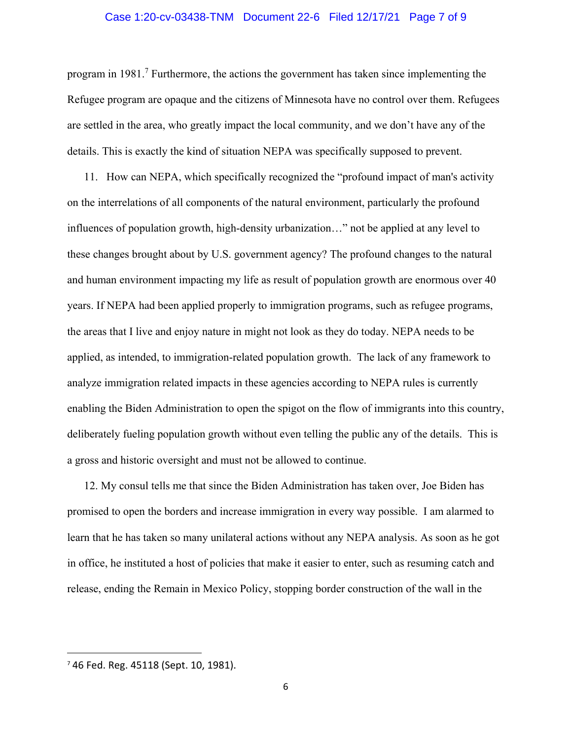program in 1981.[7] Furthermore, the actions the government has taken since implementing the Refugee program are opaque and the citizens of Minnesota have no control over them. Refugees are settled in the area, who greatly impact the local community, and we don't have any of the details. This is exactly the kind of situation NEPA was specifically supposed to prevent.

11. How can NEPA, which specifically recognized the "profound impact of man's activity on the interrelations of all components of the natural environment, particularly the profound influences of population growth, high-density urbanization…" not be applied at any level to these changes brought about by U.S. government agency? The profound changes to the natural and human environment impacting my life as result of population growth are enormous over 40 years. If NEPA had been applied properly to immigration programs, such as refugee programs, the areas that I live and enjoy nature in might not look as they do today. NEPA needs to be applied, as intended, to immigration-related population growth. The lack of any framework to analyze immigration related impacts in these agencies according to NEPA rules is currently enabling the Biden Administration to open the spigot on the flow of immigrants into this country, deliberately fueling population growth without even telling the public any of the details. This is a gross and historic oversight and must not be allowed to continue.

12. My consul tells me that since the Biden Administration has taken over, Joe Biden has promised to open the borders and increase immigration in every way possible. I am alarmed to learn that he has taken so many unilateral actions without any NEPA analysis. As soon as he got in office, he instituted a host of policies that make it easier to enter, such as resuming catch and release, ending the Remain in Mexico Policy, stopping border construction of the wall in the

---

[7] 46 Fed. Reg. 45118 (Sept. 10, 1981).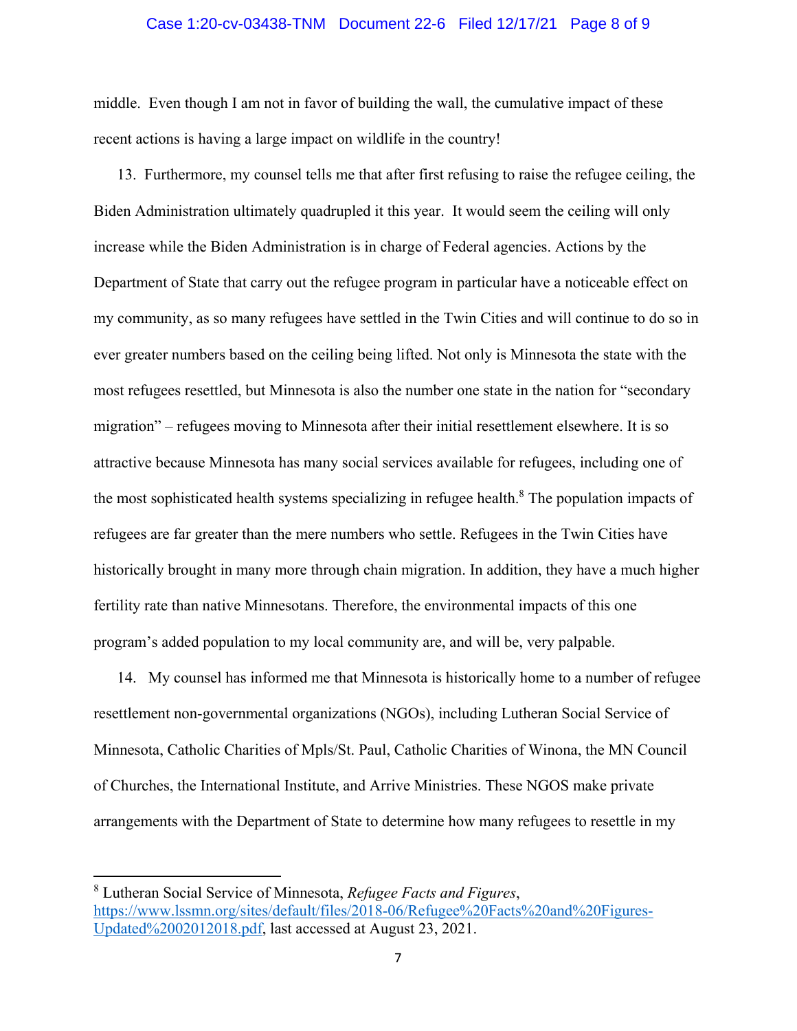middle. Even though I am not in favor of building the wall, the cumulative impact of these recent actions is having a large impact on wildlife in the country!

13. Furthermore, my counsel tells me that after first refusing to raise the refugee ceiling, the Biden Administration ultimately quadrupled it this year. It would seem the ceiling will only increase while the Biden Administration is in charge of Federal agencies. Actions by the Department of State that carry out the refugee program in particular have a noticeable effect on my community, as so many refugees have settled in the Twin Cities and will continue to do so in ever greater numbers based on the ceiling being lifted. Not only is Minnesota the state with the most refugees resettled, but Minnesota is also the number one state in the nation for "secondary migration" – refugees moving to Minnesota after their initial resettlement elsewhere. It is so attractive because Minnesota has many social services available for refugees, including one of the most sophisticated health systems specializing in refugee health.[8] The population impacts of refugees are far greater than the mere numbers who settle. Refugees in the Twin Cities have historically brought in many more through chain migration. In addition, they have a much higher fertility rate than native Minnesotans. Therefore, the environmental impacts of this one program's added population to my local community are, and will be, very palpable.

14. My counsel has informed me that Minnesota is historically home to a number of refugee resettlement non-governmental organizations (NGOs), including Lutheran Social Service of Minnesota, Catholic Charities of Mpls/St. Paul, Catholic Charities of Winona, the MN Council of Churches, the International Institute, and Arrive Ministries. These NGOS make private arrangements with the Department of State to determine how many refugees to resettle in my

---

[8] Lutheran Social Service of Minnesota, *Refugee Facts and Figures*, https://www.lssmn.org/sites/default/files/2018-06/Refugee%20Facts%20and%20Figures-Updated%2002012018.pdf, last accessed at August 23, 2021.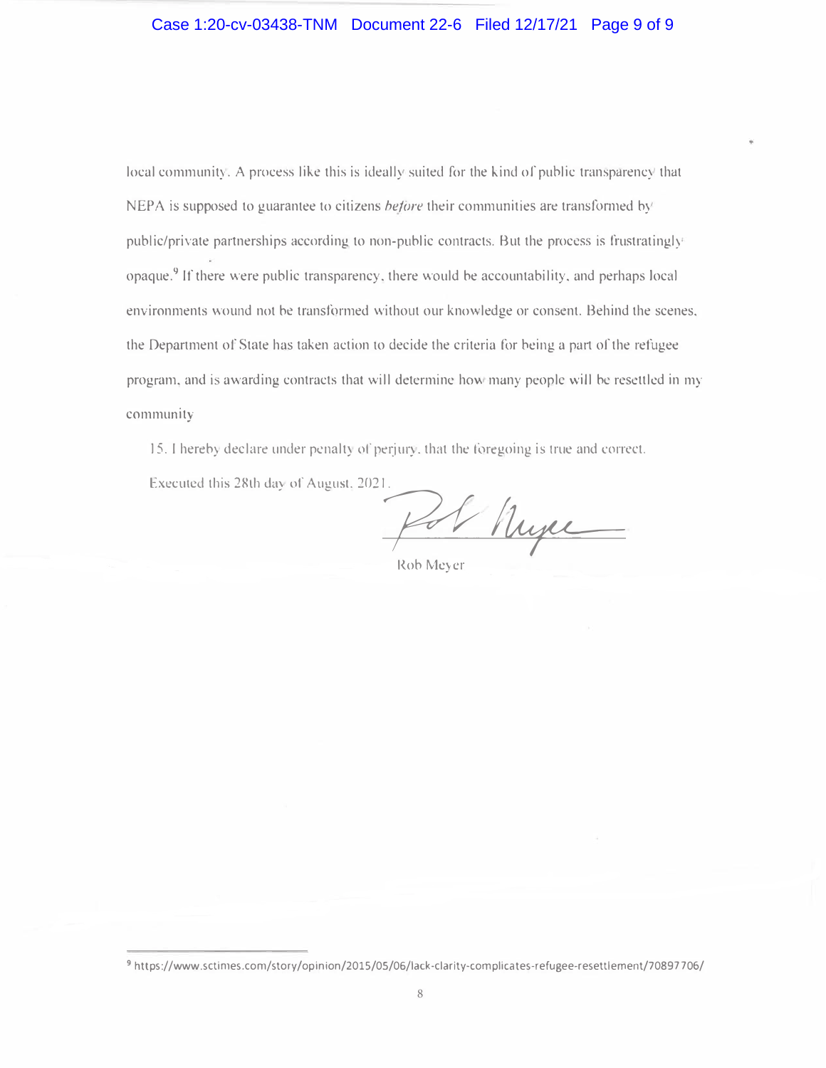local community. A process like this is ideally suited for the kind of public transparency that NEPA is supposed to guarantee to citizens *before* their communities are transformed by public/private partnerships according to non-public contracts. But the process is frustratingly opaque.[9] If there were public transparency, there would be accountability, and perhaps local environments wound not be transformed without our knowledge or consent. Behind the scenes, the Department of State has taken action to decide the criteria for being a part of the refugee program, and is awarding contracts that will determine how many people will be resettled in my community

15. I hereby declare under penalty of perjury, that the foregoing is true and correct.

Executed this 28th day of August, 2021.

Rob Meyer

---

[9] https://www.sctimes.com/story/opinion/2015/05/06/lack-clarity-complicates-refugee-resettlement/70897706/